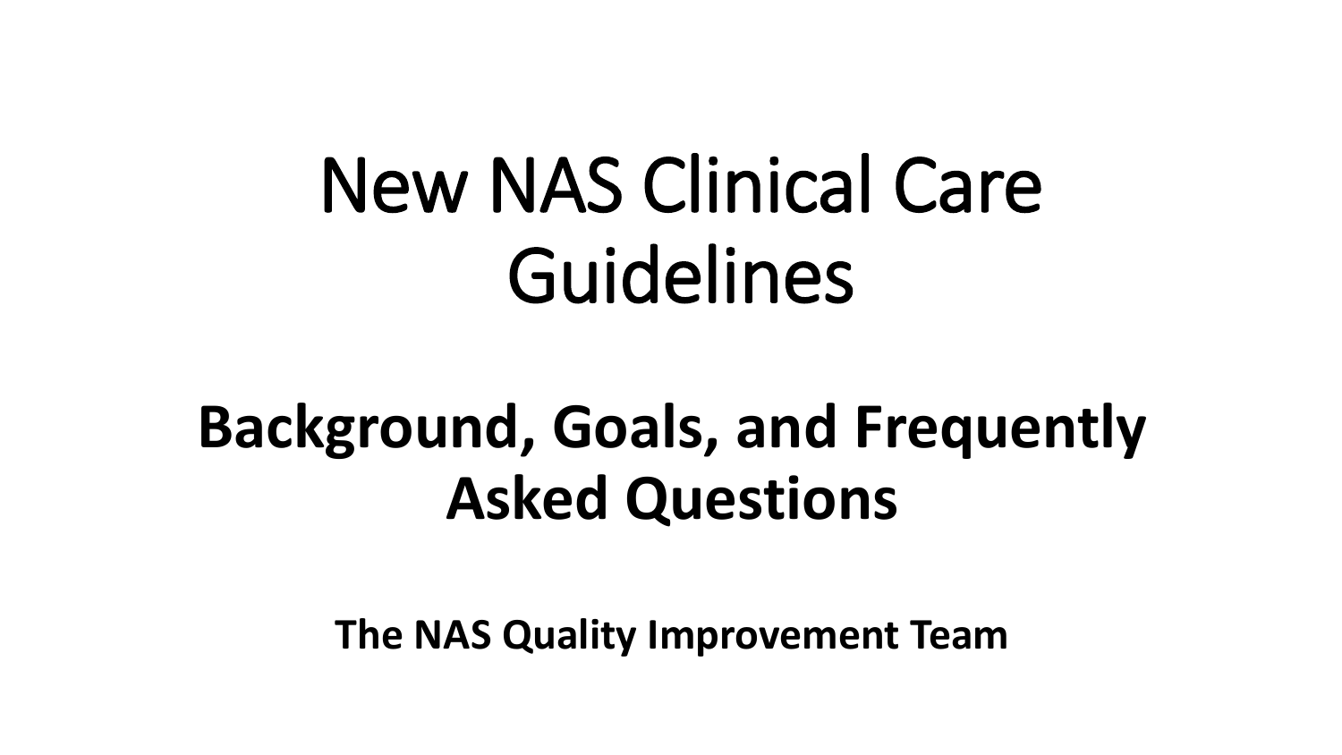# New NAS Clinical Care Guidelines

## Background, Goals, and Frequently Asked Questions

**The NAS Quality Improvement Team**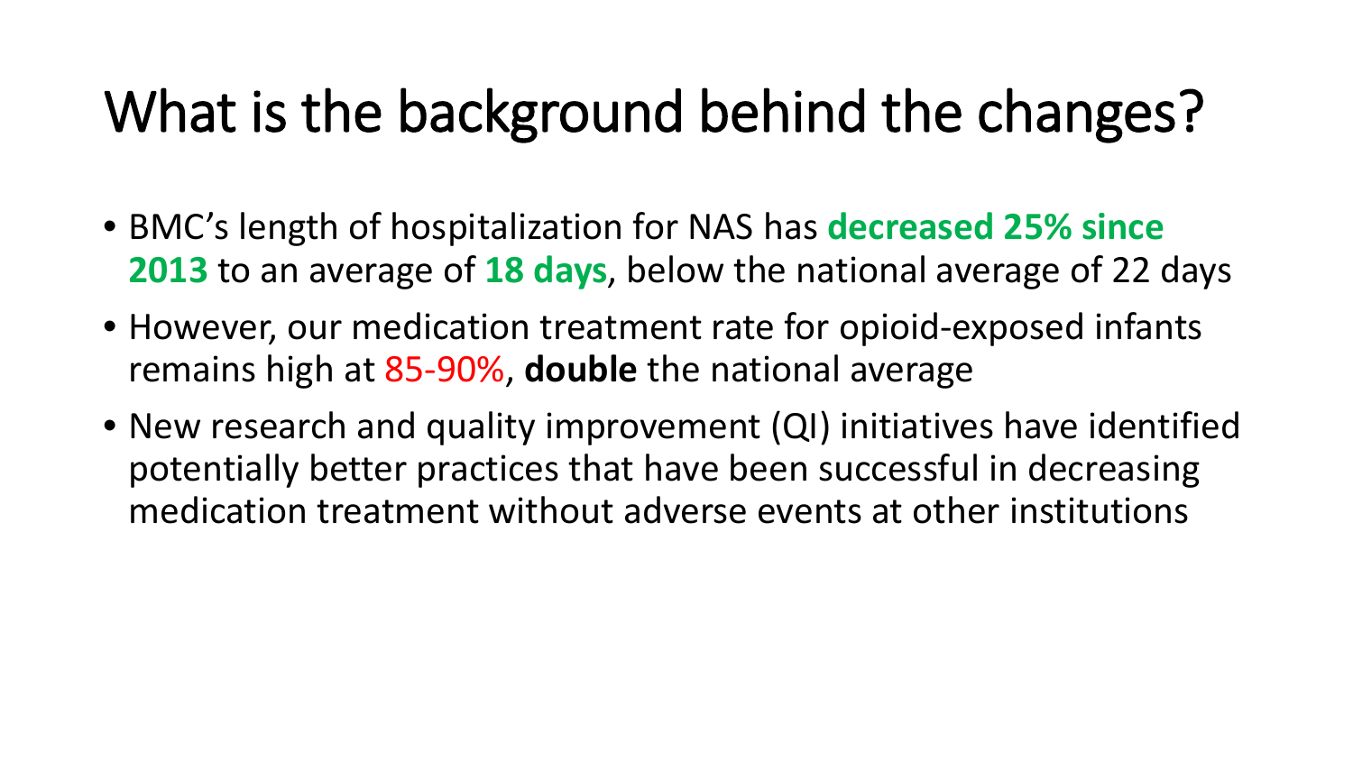# What is the background behind the changes?

- BMC's length of hospitalization for NAS has **decreased 25% since 2013** to an average of **18 days**, below the national average of 22 days
- However, our medication treatment rate for opioid-exposed infants remains high at 85-90%, **double** the national average
- New research and quality improvement (QI) initiatives have identified potentially better practices that have been successful in decreasing medication treatment without adverse events at other institutions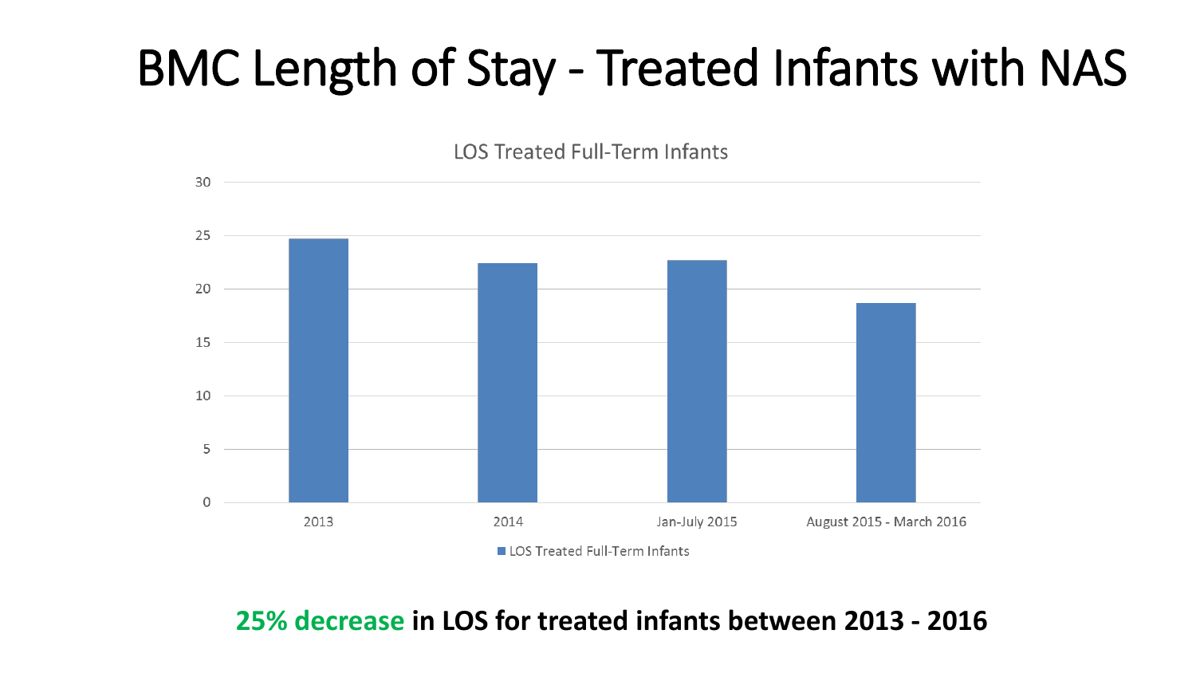# BMC Length of Stay - Treated Infants with NAS

LOS Treated Full-Term Infants

| Period | LOS Treated Full-Term Infants |
|---|---|
| 2013 | ~24.7 |
| 2014 | ~22.4 |
| Jan-July 2015 | ~22.7 |
| August 2015 - March 2016 | ~18.7 |

**25% decrease in LOS for treated infants between 2013 - 2016**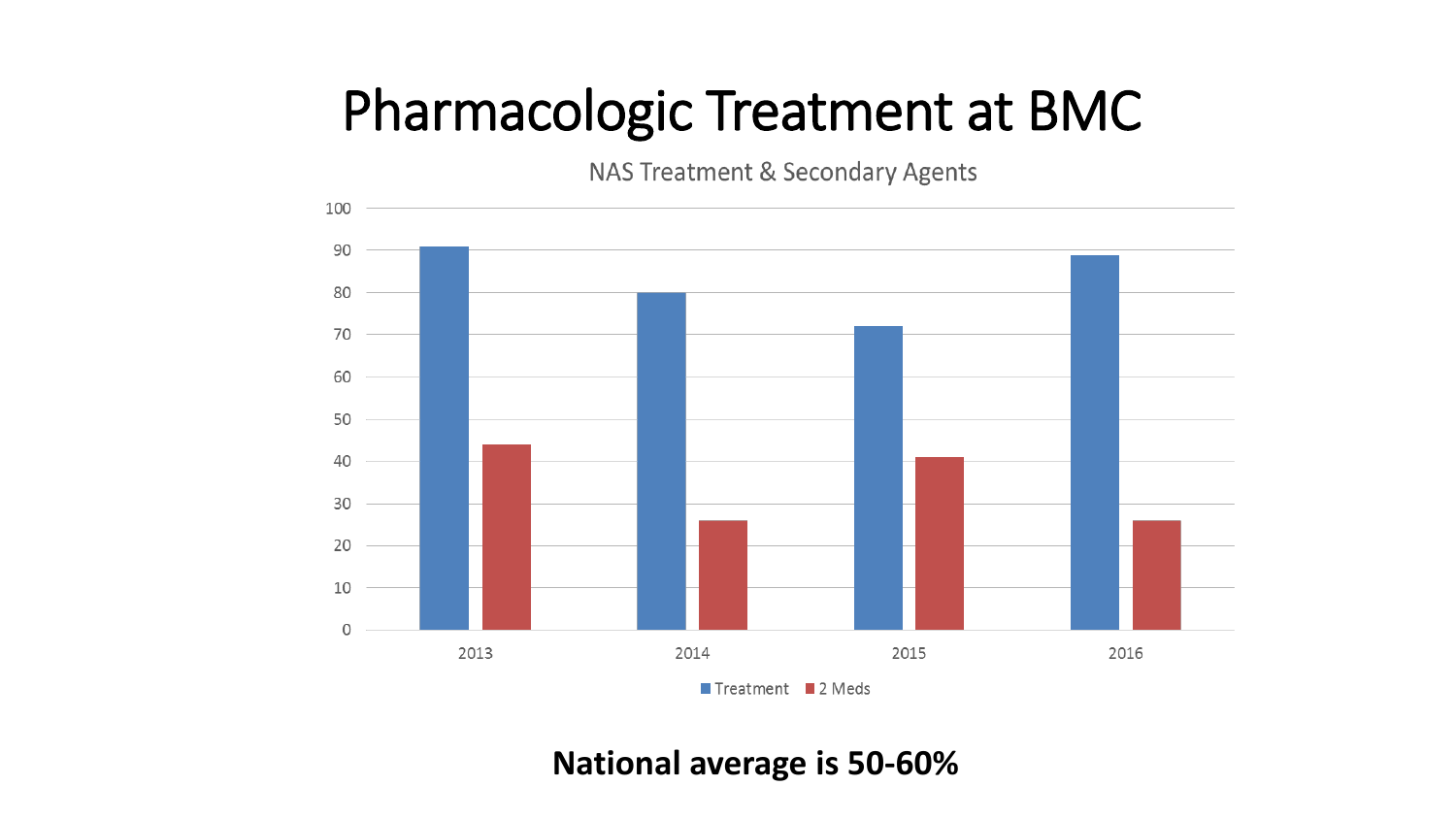# Pharmacologic Treatment at BMC

NAS Treatment & Secondary Agents

| Year | Treatment | 2 Meds |
|---|---|---|
| 2013 | 91 | 44 |
| 2014 | 80 | 26 |
| 2015 | 72 | 41 |
| 2016 | 89 | 26 |

**National average is 50-60%**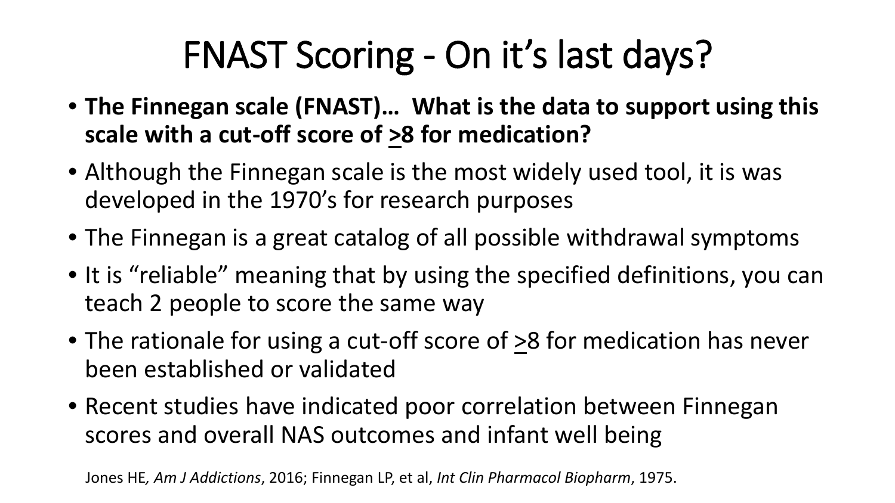# FNAST Scoring - On it's last days?

- **The Finnegan scale (FNAST)… What is the data to support using this scale with a cut-off score of ≥8 for medication?**
- Although the Finnegan scale is the most widely used tool, it is was developed in the 1970's for research purposes
- The Finnegan is a great catalog of all possible withdrawal symptoms
- It is "reliable" meaning that by using the specified definitions, you can teach 2 people to score the same way
- The rationale for using a cut-off score of ≥8 for medication has never been established or validated
- Recent studies have indicated poor correlation between Finnegan scores and overall NAS outcomes and infant well being

Jones HE*, Am J Addictions*, 2016; Finnegan LP, et al, *Int Clin Pharmacol Biopharm*, 1975.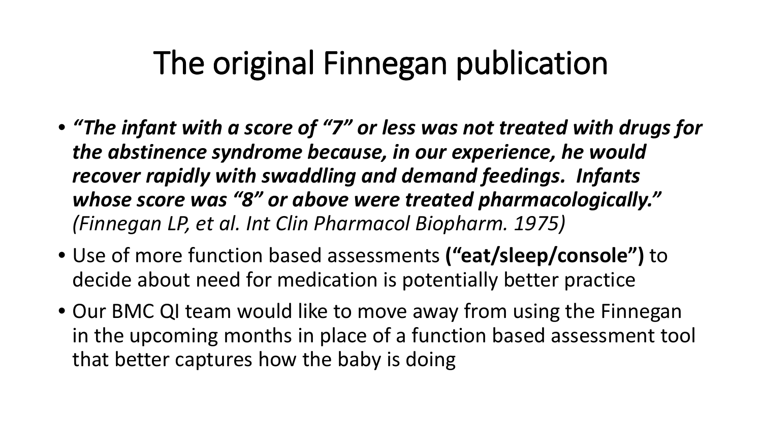# The original Finnegan publication

- ***"The infant with a score of "7" or less was not treated with drugs for the abstinence syndrome because, in our experience, he would recover rapidly with swaddling and demand feedings. Infants whose score was "8" or above were treated pharmacologically."*** *(Finnegan LP, et al. Int Clin Pharmacol Biopharm. 1975)*
- Use of more function based assessments **("eat/sleep/console")** to decide about need for medication is potentially better practice
- Our BMC QI team would like to move away from using the Finnegan in the upcoming months in place of a function based assessment tool that better captures how the baby is doing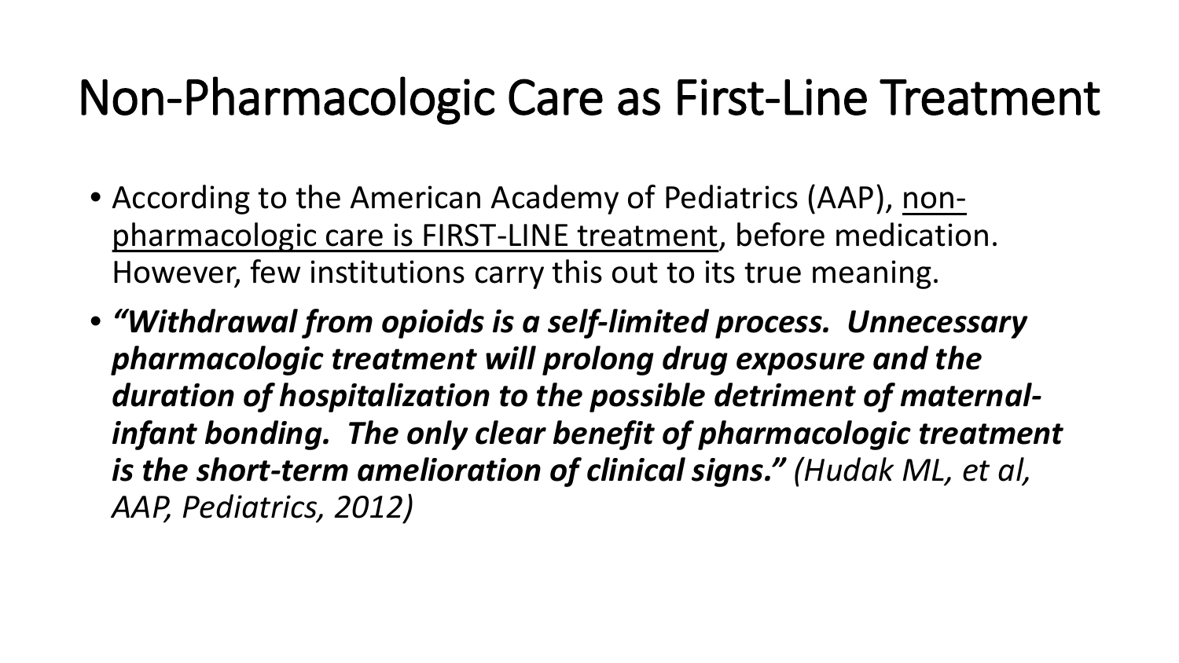# Non-Pharmacologic Care as First-Line Treatment

- According to the American Academy of Pediatrics (AAP), <u>non-pharmacologic care is FIRST-LINE treatment</u>, before medication. However, few institutions carry this out to its true meaning.
- ***"Withdrawal from opioids is a self-limited process. Unnecessary pharmacologic treatment will prolong drug exposure and the duration of hospitalization to the possible detriment of maternal-infant bonding. The only clear benefit of pharmacologic treatment is the short-term amelioration of clinical signs."*** *(Hudak ML, et al, AAP, Pediatrics, 2012)*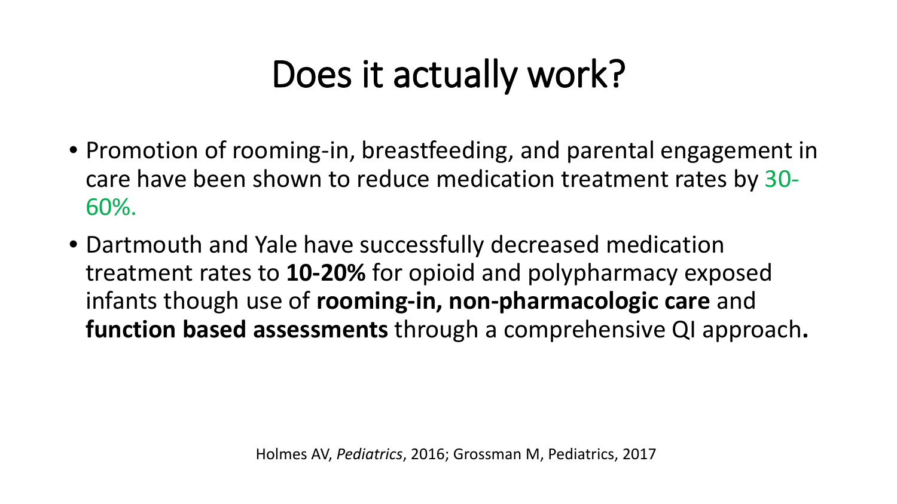# Does it actually work?

- Promotion of rooming-in, breastfeeding, and parental engagement in care have been shown to reduce medication treatment rates by 30-60%.
- Dartmouth and Yale have successfully decreased medication treatment rates to **10-20%** for opioid and polypharmacy exposed infants though use of **rooming-in, non-pharmacologic care** and **function based assessments** through a comprehensive QI approach**.**

Holmes AV, *Pediatrics*, 2016; Grossman M, Pediatrics, 2017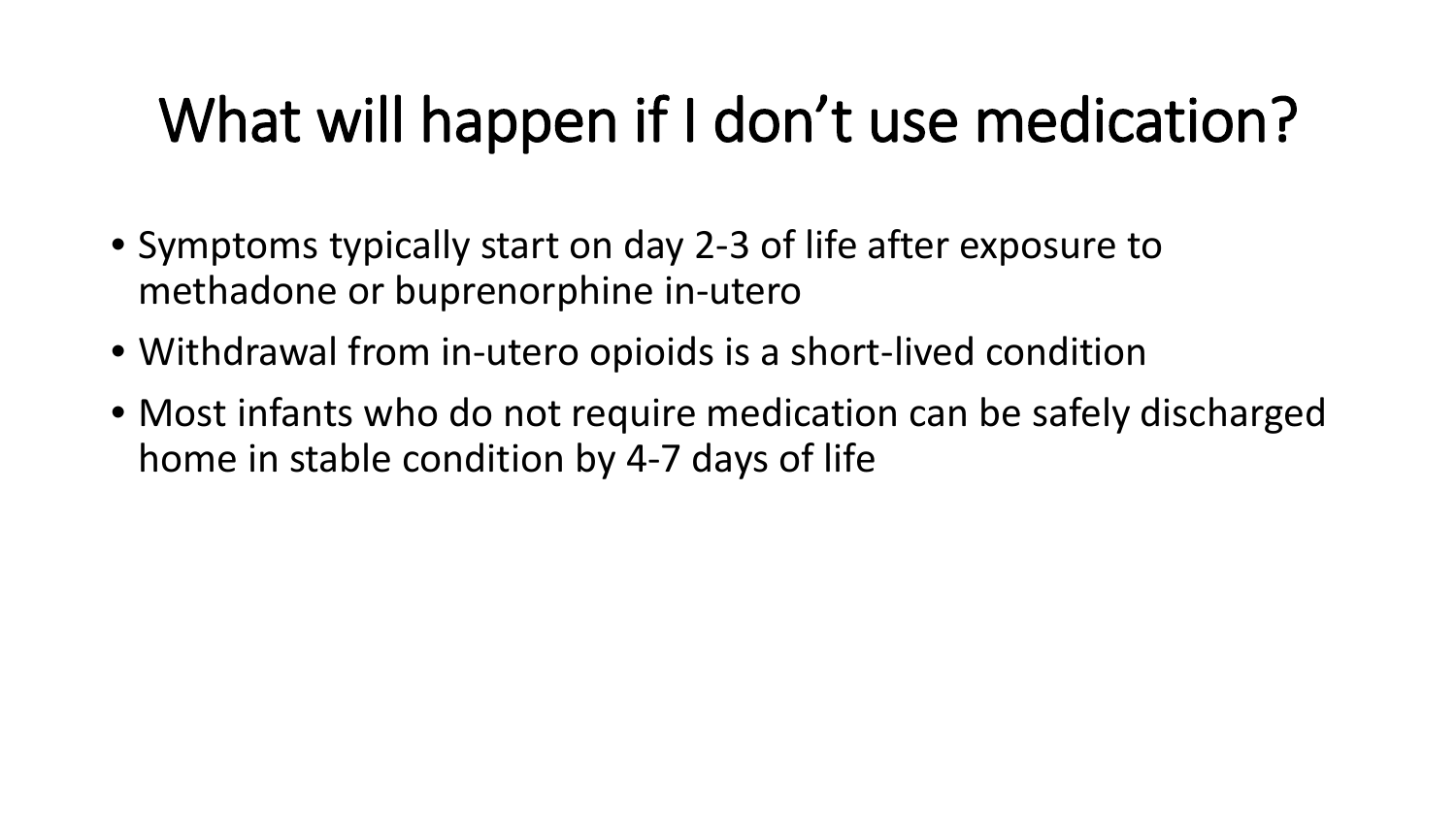# What will happen if I don’t use medication?

- Symptoms typically start on day 2-3 of life after exposure to methadone or buprenorphine in-utero
- Withdrawal from in-utero opioids is a short-lived condition
- Most infants who do not require medication can be safely discharged home in stable condition by 4-7 days of life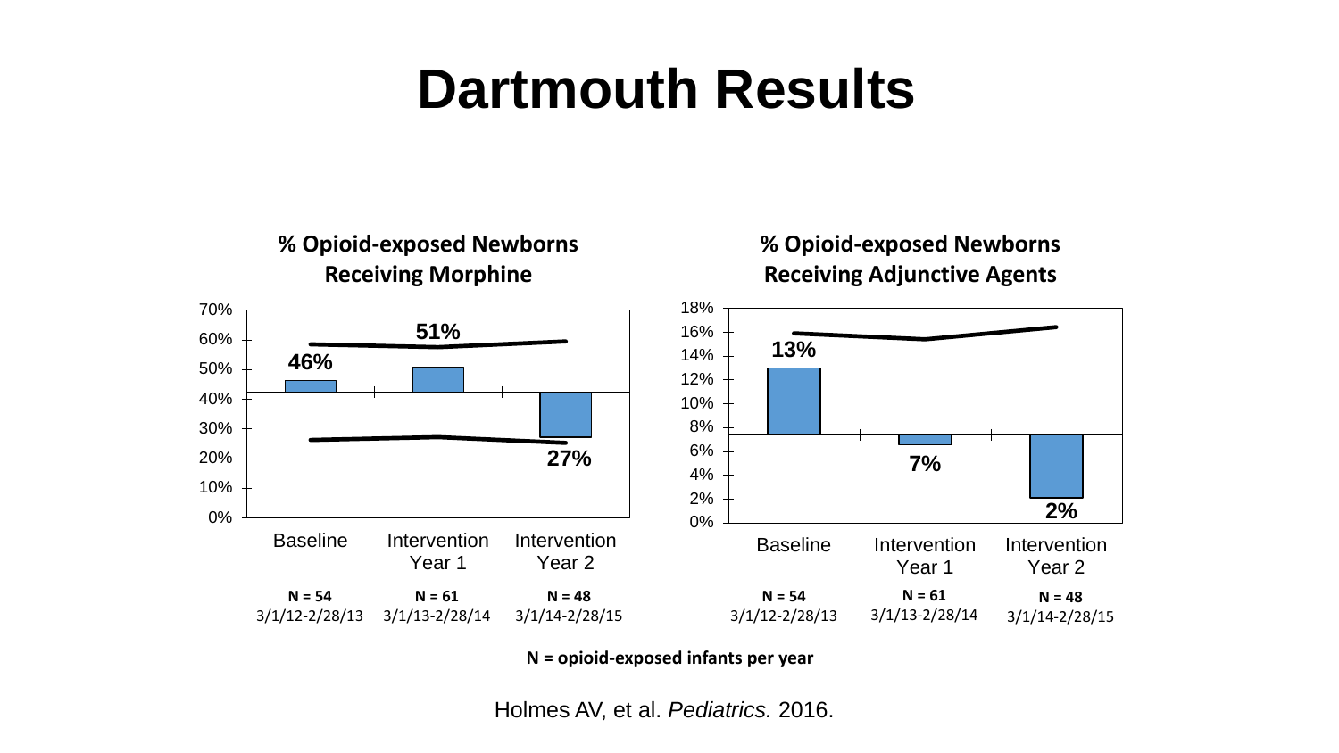# Dartmouth Results

**% Opioid-exposed Newborns Receiving Morphine**

| | Baseline | Intervention Year 1 | Intervention Year 2 |
|---|---|---|---|
| % Receiving Morphine | 46% | 51% | 27% |
| N | N = 54 | N = 61 | N = 48 |
| Period | 3/1/12-2/28/13 | 3/1/13-2/28/14 | 3/1/14-2/28/15 |

**% Opioid-exposed Newborns Receiving Adjunctive Agents**

| | Baseline | Intervention Year 1 | Intervention Year 2 |
|---|---|---|---|
| % Receiving Adjunctive Agents | 13% | 7% | 2% |
| N | N = 54 | N = 61 | N = 48 |
| Period | 3/1/12-2/28/13 | 3/1/13-2/28/14 | 3/1/14-2/28/15 |

**N = opioid-exposed infants per year**

Holmes AV, et al. *Pediatrics.* 2016.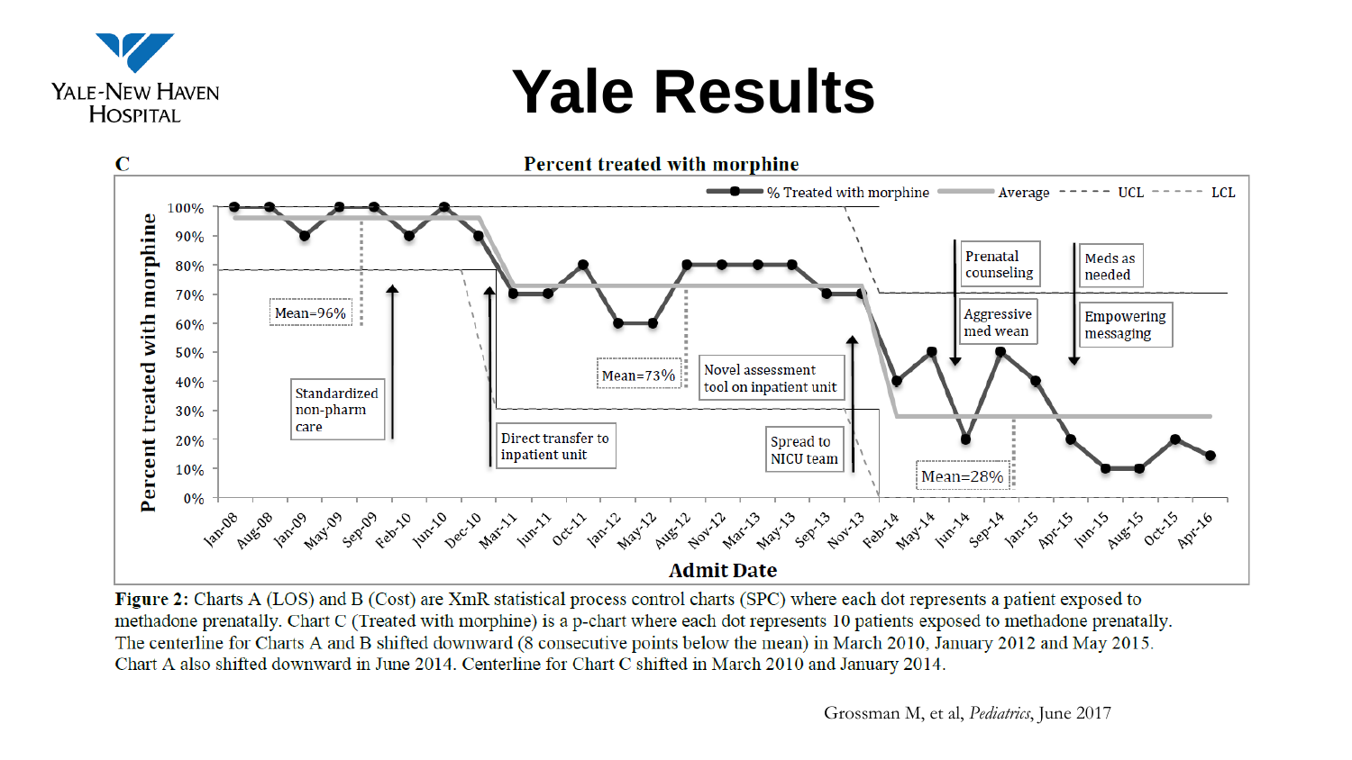# Yale Results

C

**Percent treated with morphine**

% Treated with morphine — Average — UCL — LCL

Percent treated with morphine

100%, 90%, 80%, 70%, 60%, 50%, 40%, 30%, 20%, 10%, 0%

Mean=96%

Standardized non-pharm care

Direct transfer to inpatient unit

Mean=73%

Novel assessment tool on inpatient unit

Spread to NICU team

Prenatal counseling

Aggressive med wean

Meds as needed

Empowering messaging

Mean=28%

Jan-08, Aug-08, Jan-09, May-09, Sep-09, Feb-10, Jun-10, Dec-10, Mar-11, Jun-11, Oct-11, Jan-12, May-12, Aug-12, Nov-12, Mar-13, May-13, Sep-13, Nov-13, Feb-14, May-14, Jun-14, Sep-14, Jan-15, Apr-15, Jun-15, Aug-15, Oct-15, Apr-16

**Admit Date**

**Figure 2:** Charts A (LOS) and B (Cost) are XmR statistical process control charts (SPC) where each dot represents a patient exposed to methadone prenatally. Chart C (Treated with morphine) is a p-chart where each dot represents 10 patients exposed to methadone prenatally. The centerline for Charts A and B shifted downward (8 consecutive points below the mean) in March 2010, January 2012 and May 2015. Chart A also shifted downward in June 2014. Centerline for Chart C shifted in March 2010 and January 2014.

Grossman M, et al, *Pediatrics*, June 2017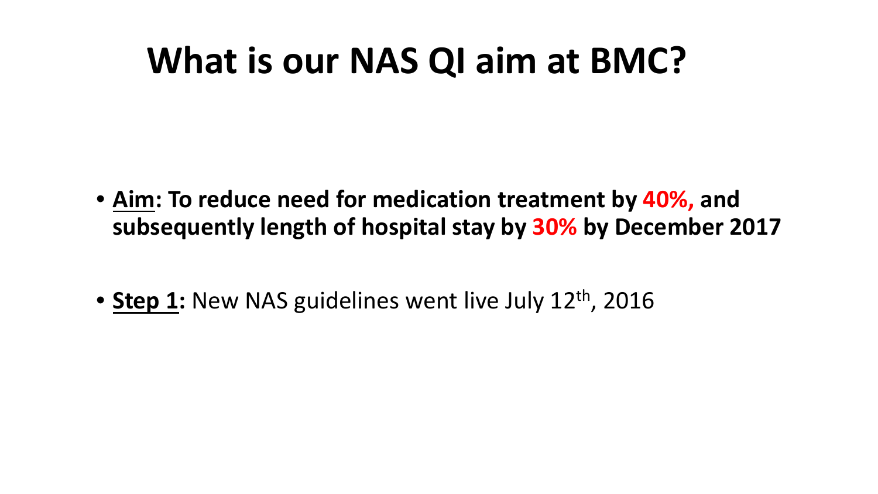# What is our NAS QI aim at BMC?

- **Aim: To reduce need for medication treatment by 40%, and subsequently length of hospital stay by 30% by December 2017**

- **Step 1:** New NAS guidelines went live July 12th, 2016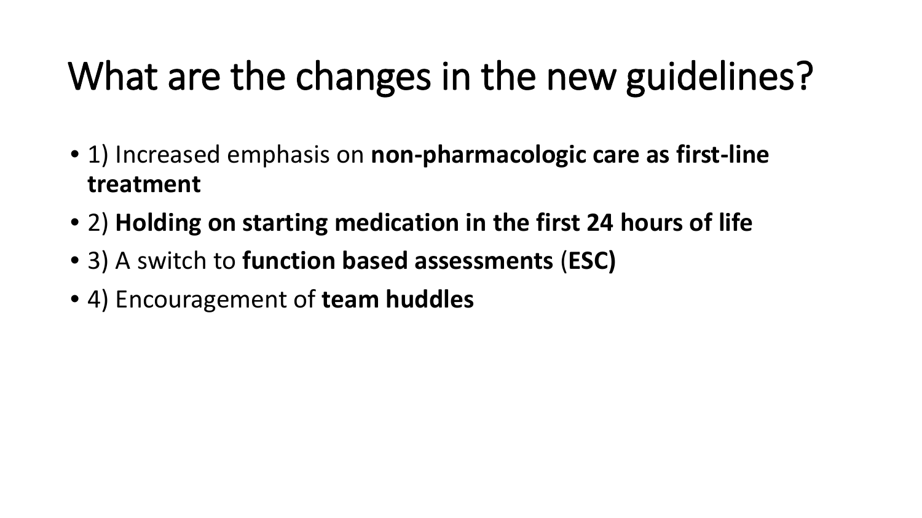# What are the changes in the new guidelines?

- 1) Increased emphasis on **non-pharmacologic care as first-line treatment**
- 2) **Holding on starting medication in the first 24 hours of life**
- 3) A switch to **function based assessments** (**ESC)**
- 4) Encouragement of **team huddles**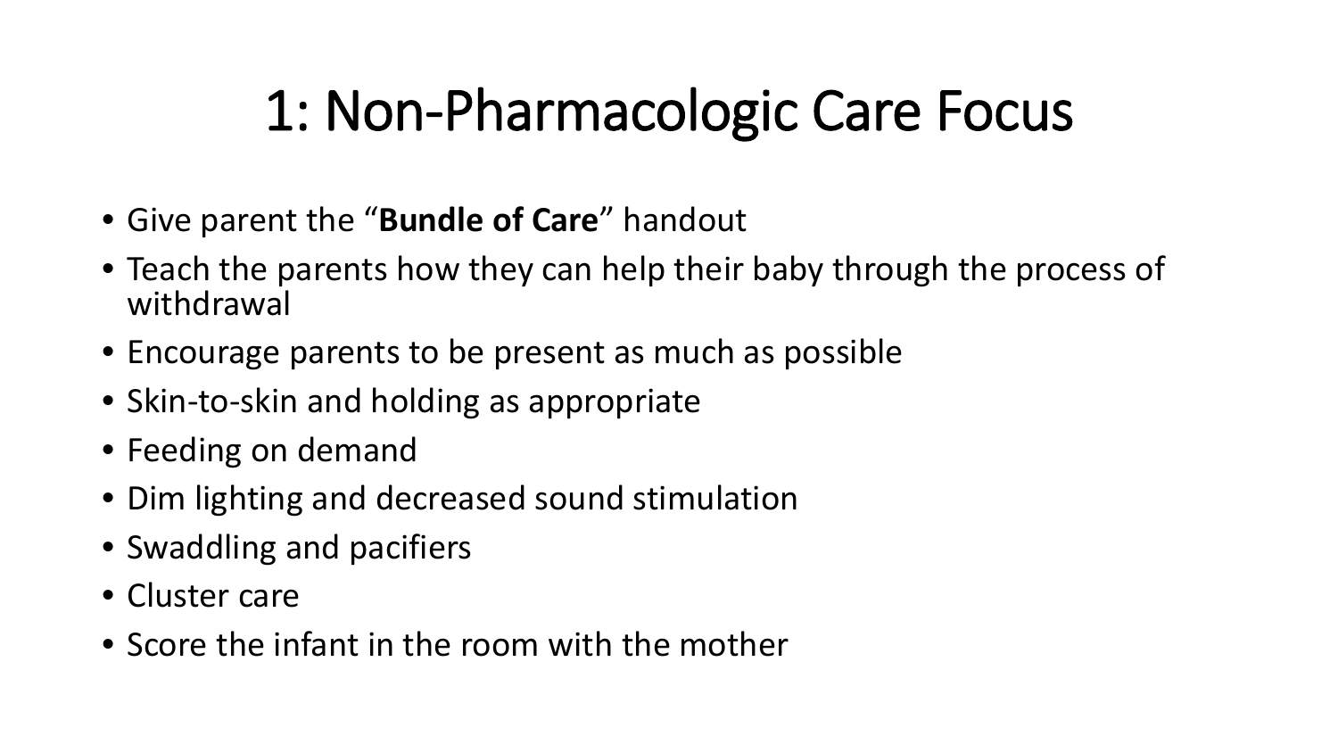# 1: Non-Pharmacologic Care Focus

- Give parent the “**Bundle of Care**” handout
- Teach the parents how they can help their baby through the process of withdrawal
- Encourage parents to be present as much as possible
- Skin-to-skin and holding as appropriate
- Feeding on demand
- Dim lighting and decreased sound stimulation
- Swaddling and pacifiers
- Cluster care
- Score the infant in the room with the mother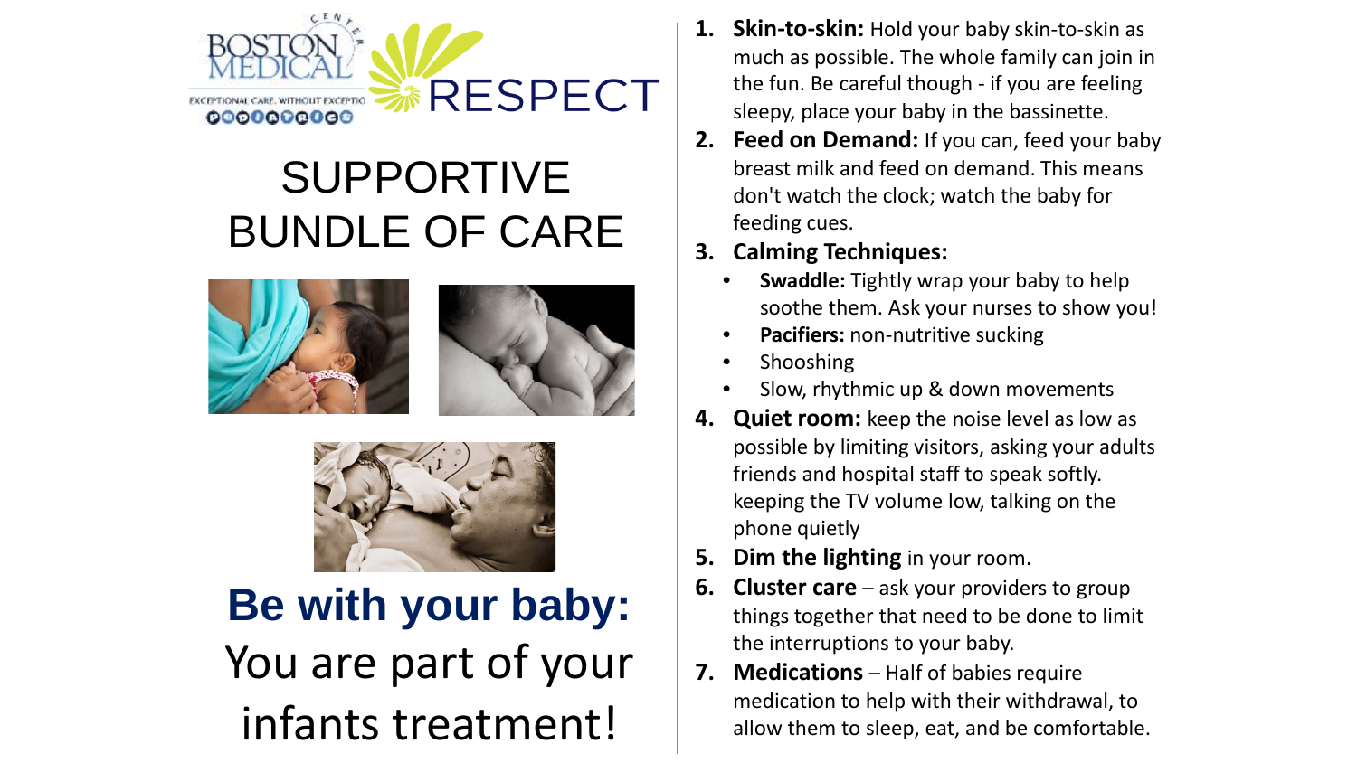BOSTON MEDICAL CENTER

EXCEPTIONAL CARE. WITHOUT EXCEPTION.

RESPECT

# SUPPORTIVE BUNDLE OF CARE

**Be with your baby:**

You are part of your infants treatment!

1. **Skin-to-skin:** Hold your baby skin-to-skin as much as possible. The whole family can join in the fun. Be careful though - if you are feeling sleepy, place your baby in the bassinette.
2. **Feed on Demand:** If you can, feed your baby breast milk and feed on demand. This means don't watch the clock; watch the baby for feeding cues.
3. **Calming Techniques:**
   - **Swaddle:** Tightly wrap your baby to help soothe them. Ask your nurses to show you!
   - **Pacifiers:** non-nutritive sucking
   - Shooshing
   - Slow, rhythmic up & down movements
4. **Quiet room:** keep the noise level as low as possible by limiting visitors, asking your adults friends and hospital staff to speak softly. keeping the TV volume low, talking on the phone quietly
5. **Dim the lighting** in your room.
6. **Cluster care** – ask your providers to group things together that need to be done to limit the interruptions to your baby.
7. **Medications** – Half of babies require medication to help with their withdrawal, to allow them to sleep, eat, and be comfortable.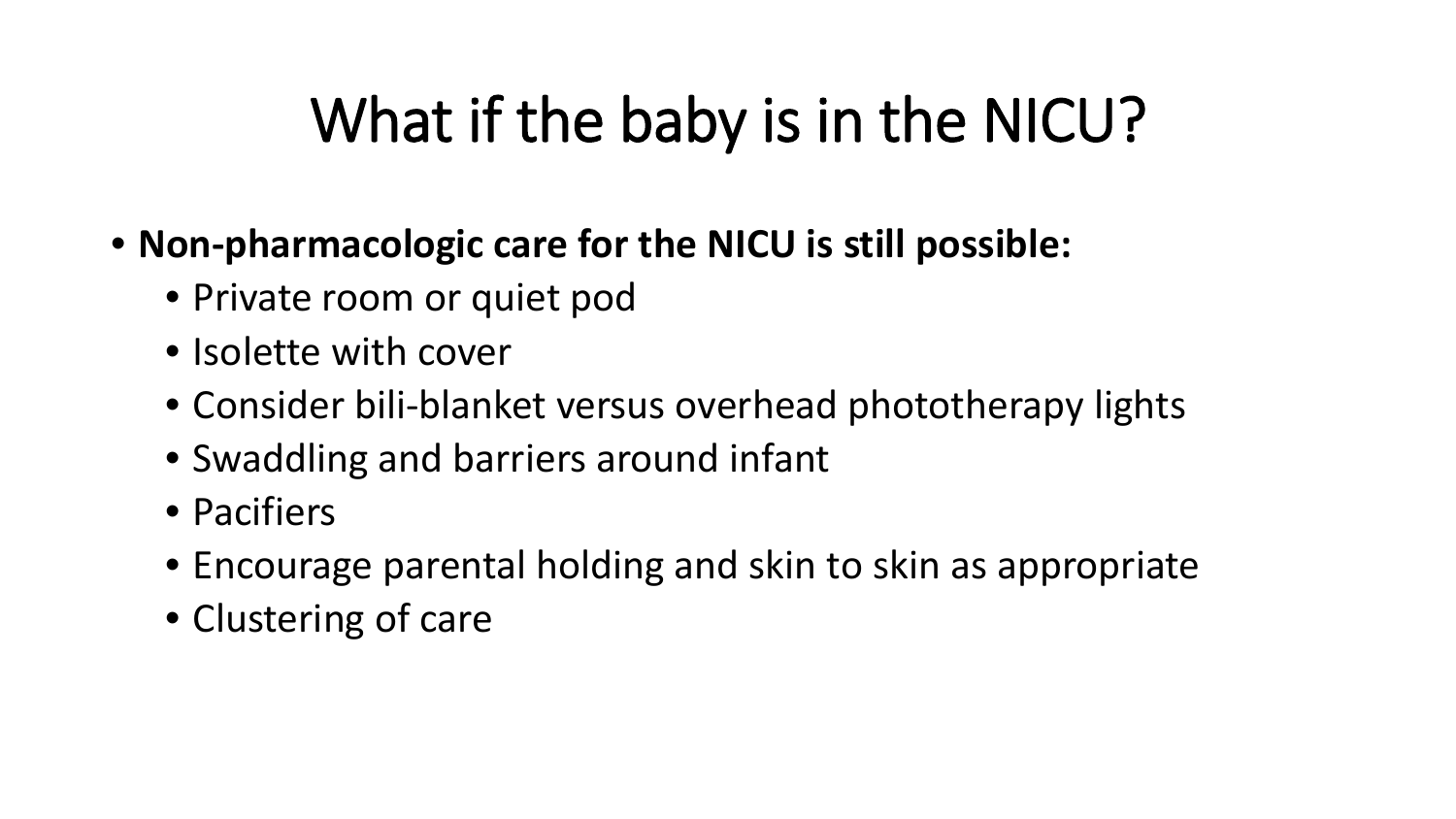# What if the baby is in the NICU?

- **Non-pharmacologic care for the NICU is still possible:**
  - Private room or quiet pod
  - Isolette with cover
  - Consider bili-blanket versus overhead phototherapy lights
  - Swaddling and barriers around infant
  - Pacifiers
  - Encourage parental holding and skin to skin as appropriate
  - Clustering of care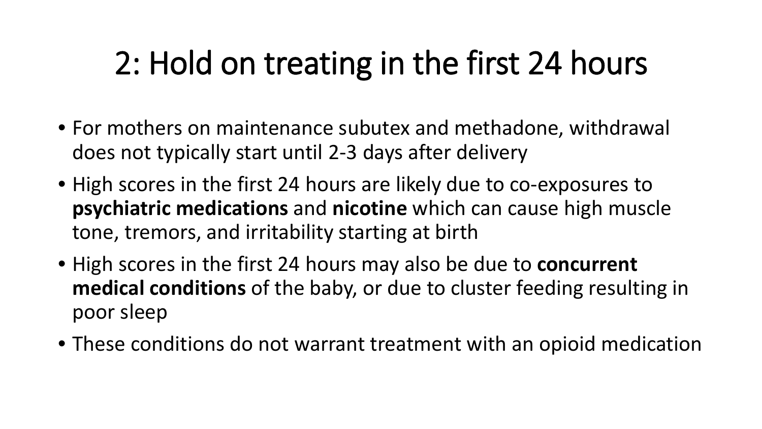# 2: Hold on treating in the first 24 hours

- For mothers on maintenance subutex and methadone, withdrawal does not typically start until 2-3 days after delivery
- High scores in the first 24 hours are likely due to co-exposures to **psychiatric medications** and **nicotine** which can cause high muscle tone, tremors, and irritability starting at birth
- High scores in the first 24 hours may also be due to **concurrent medical conditions** of the baby, or due to cluster feeding resulting in poor sleep
- These conditions do not warrant treatment with an opioid medication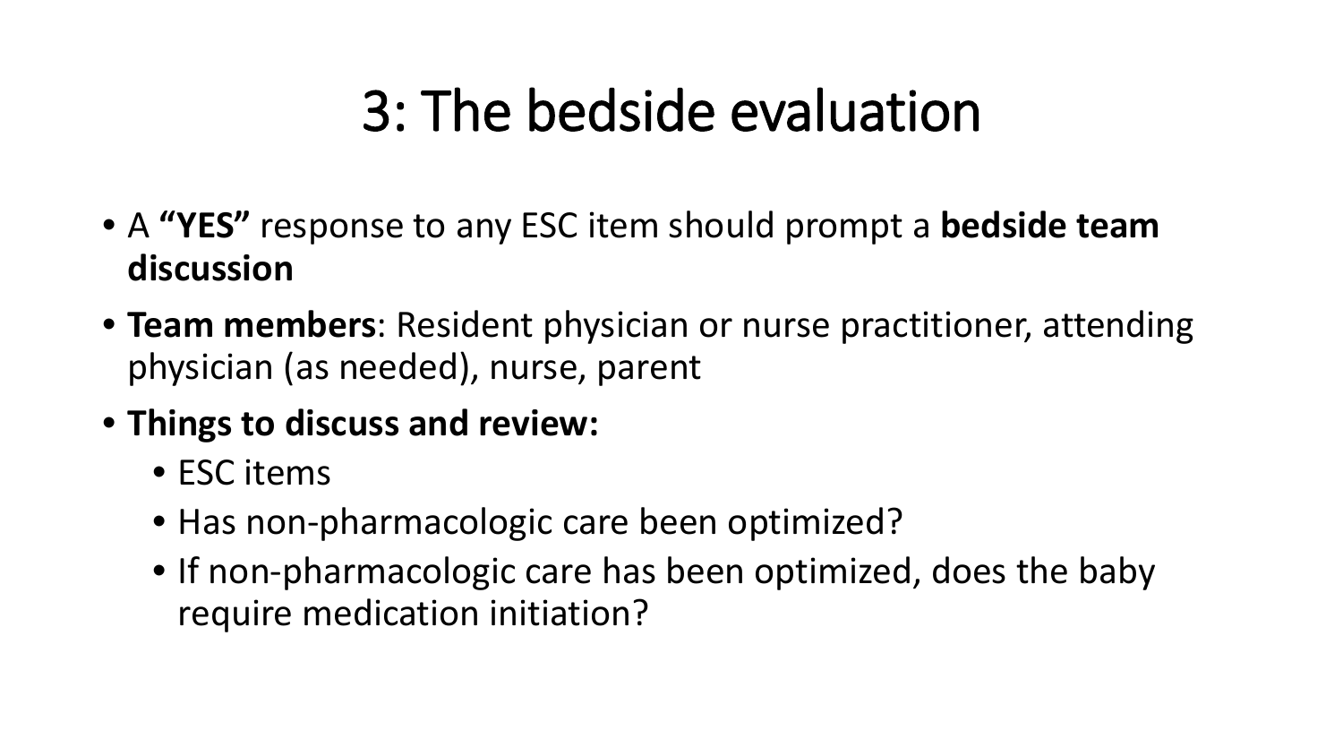# 3: The bedside evaluation

- A **"YES"** response to any ESC item should prompt a **bedside team discussion**
- **Team members**: Resident physician or nurse practitioner, attending physician (as needed), nurse, parent
- **Things to discuss and review:**
  - ESC items
  - Has non-pharmacologic care been optimized?
  - If non-pharmacologic care has been optimized, does the baby require medication initiation?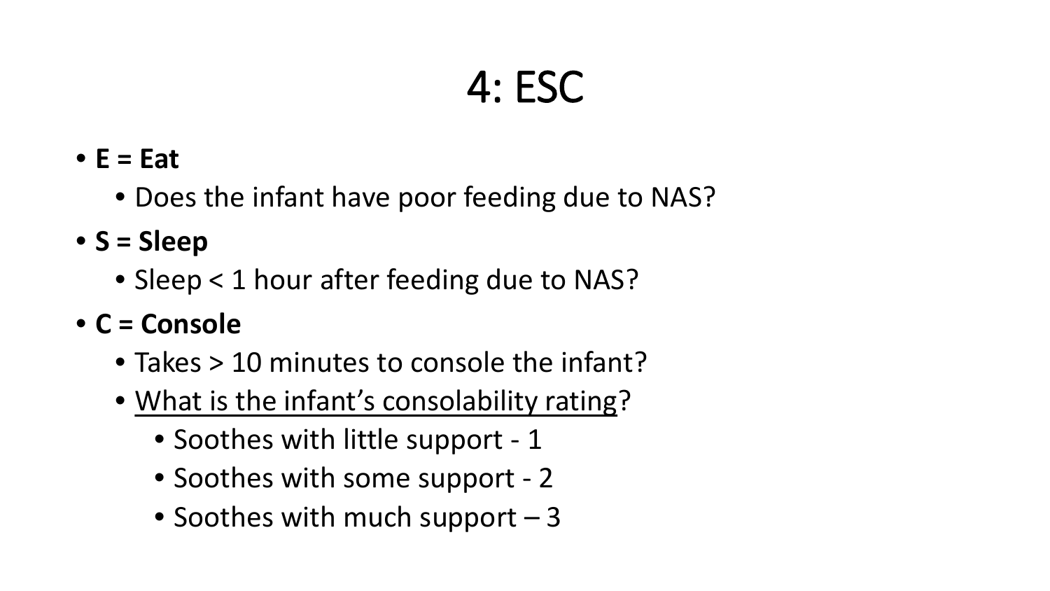# 4: ESC

- **E = Eat**
  - Does the infant have poor feeding due to NAS?
- **S = Sleep**
  - Sleep < 1 hour after feeding due to NAS?
- **C = Console**
  - Takes > 10 minutes to console the infant?
  - <u>What is the infant's consolability rating</u>?
    - Soothes with little support - 1
    - Soothes with some support - 2
    - Soothes with much support – 3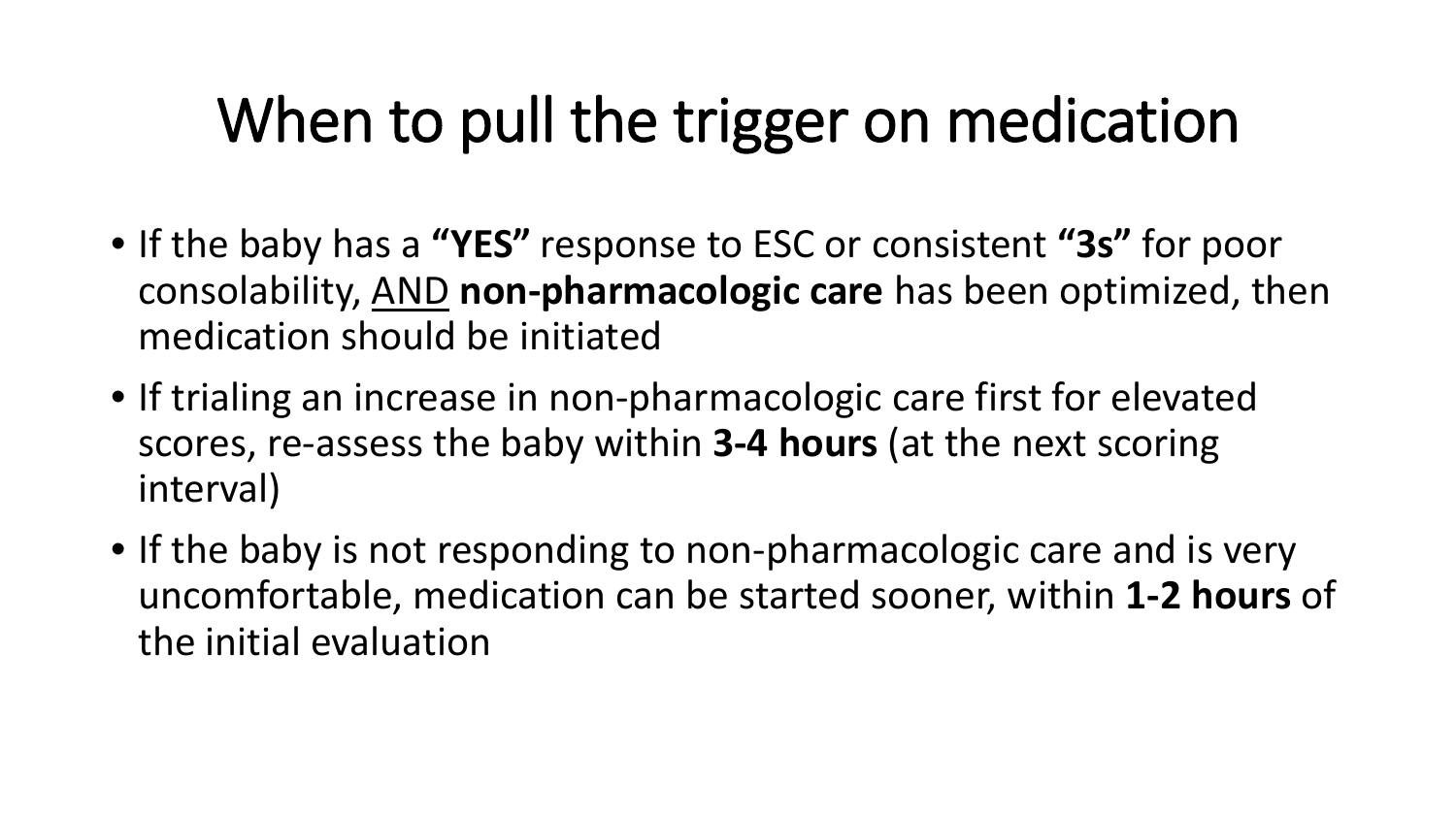# When to pull the trigger on medication

- If the baby has a **"YES"** response to ESC or consistent **"3s"** for poor consolability, <u>AND</u> **non-pharmacologic care** has been optimized, then medication should be initiated
- If trialing an increase in non-pharmacologic care first for elevated scores, re-assess the baby within **3-4 hours** (at the next scoring interval)
- If the baby is not responding to non-pharmacologic care and is very uncomfortable, medication can be started sooner, within **1-2 hours** of the initial evaluation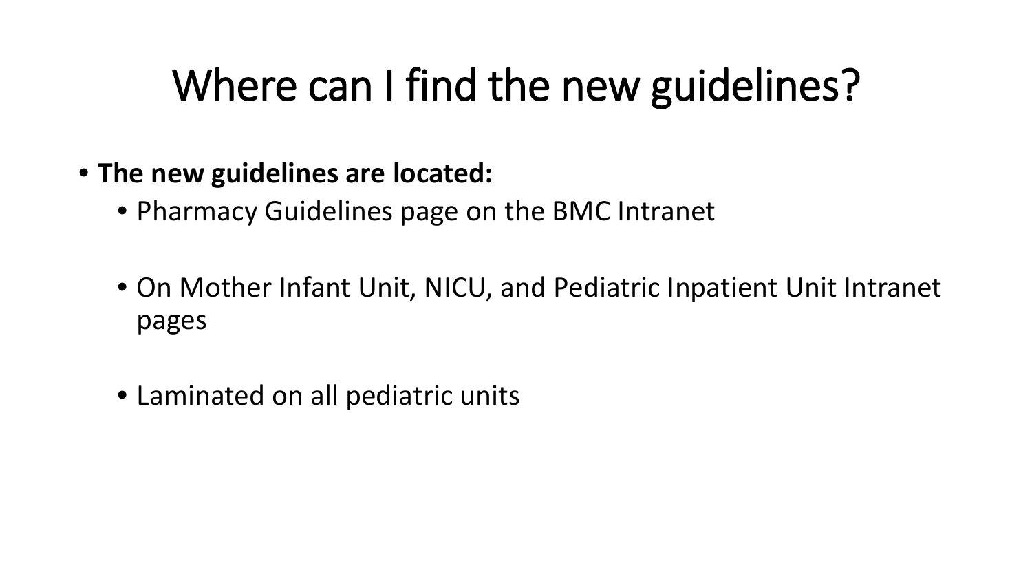# Where can I find the new guidelines?

- **The new guidelines are located:**
  - Pharmacy Guidelines page on the BMC Intranet
  - On Mother Infant Unit, NICU, and Pediatric Inpatient Unit Intranet pages
  - Laminated on all pediatric units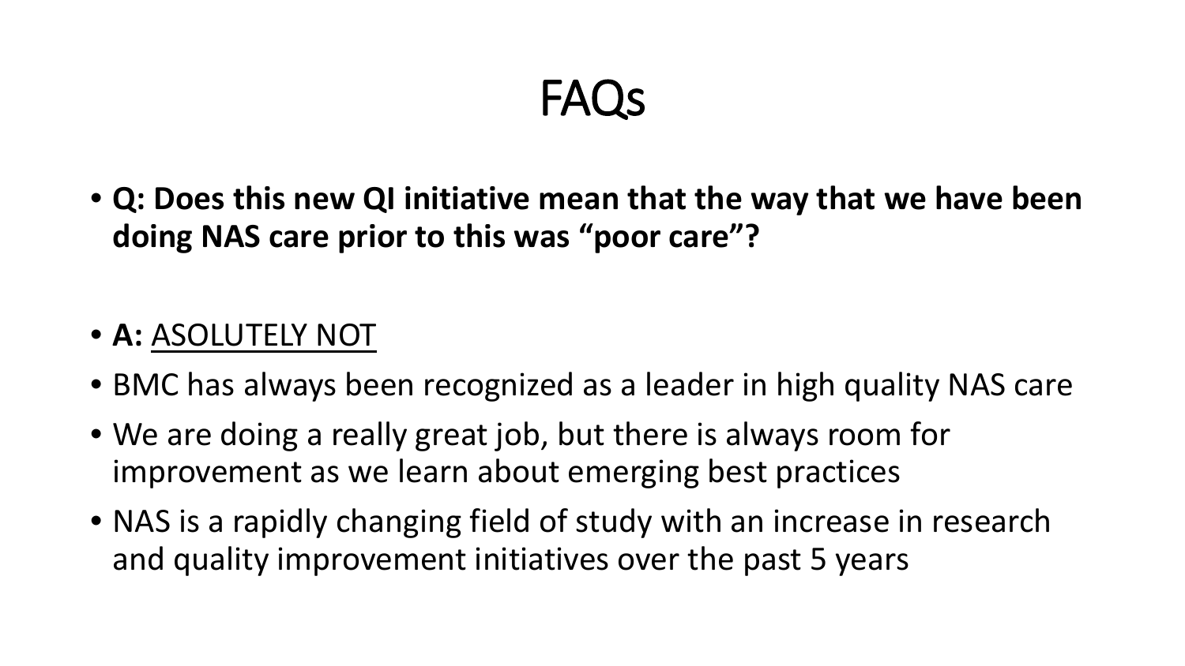# FAQs

- **Q: Does this new QI initiative mean that the way that we have been doing NAS care prior to this was “poor care”?**

- **A:** <u>ASOLUTELY NOT</u>
- BMC has always been recognized as a leader in high quality NAS care
- We are doing a really great job, but there is always room for improvement as we learn about emerging best practices
- NAS is a rapidly changing field of study with an increase in research and quality improvement initiatives over the past 5 years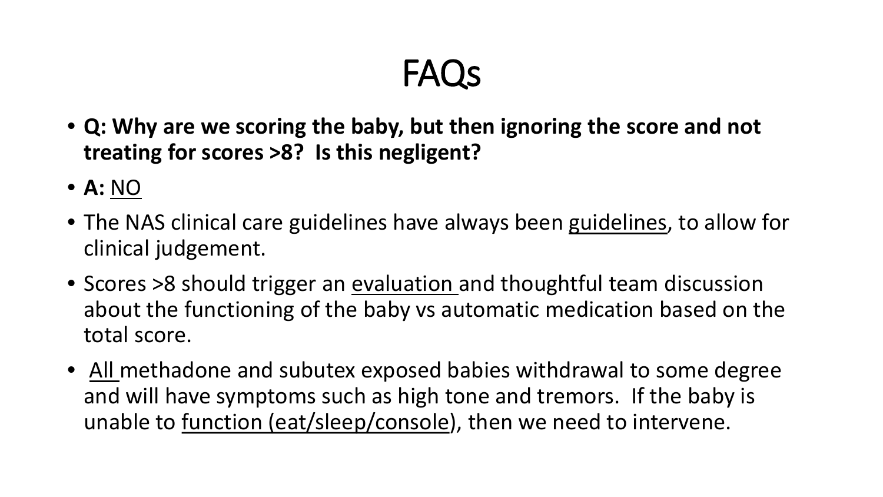# FAQs

- **Q: Why are we scoring the baby, but then ignoring the score and not treating for scores >8? Is this negligent?**
- **A:** NO
- The NAS clinical care guidelines have always been guidelines, to allow for clinical judgement.
- Scores >8 should trigger an evaluation and thoughtful team discussion about the functioning of the baby vs automatic medication based on the total score.
- All methadone and subutex exposed babies withdrawal to some degree and will have symptoms such as high tone and tremors. If the baby is unable to function (eat/sleep/console), then we need to intervene.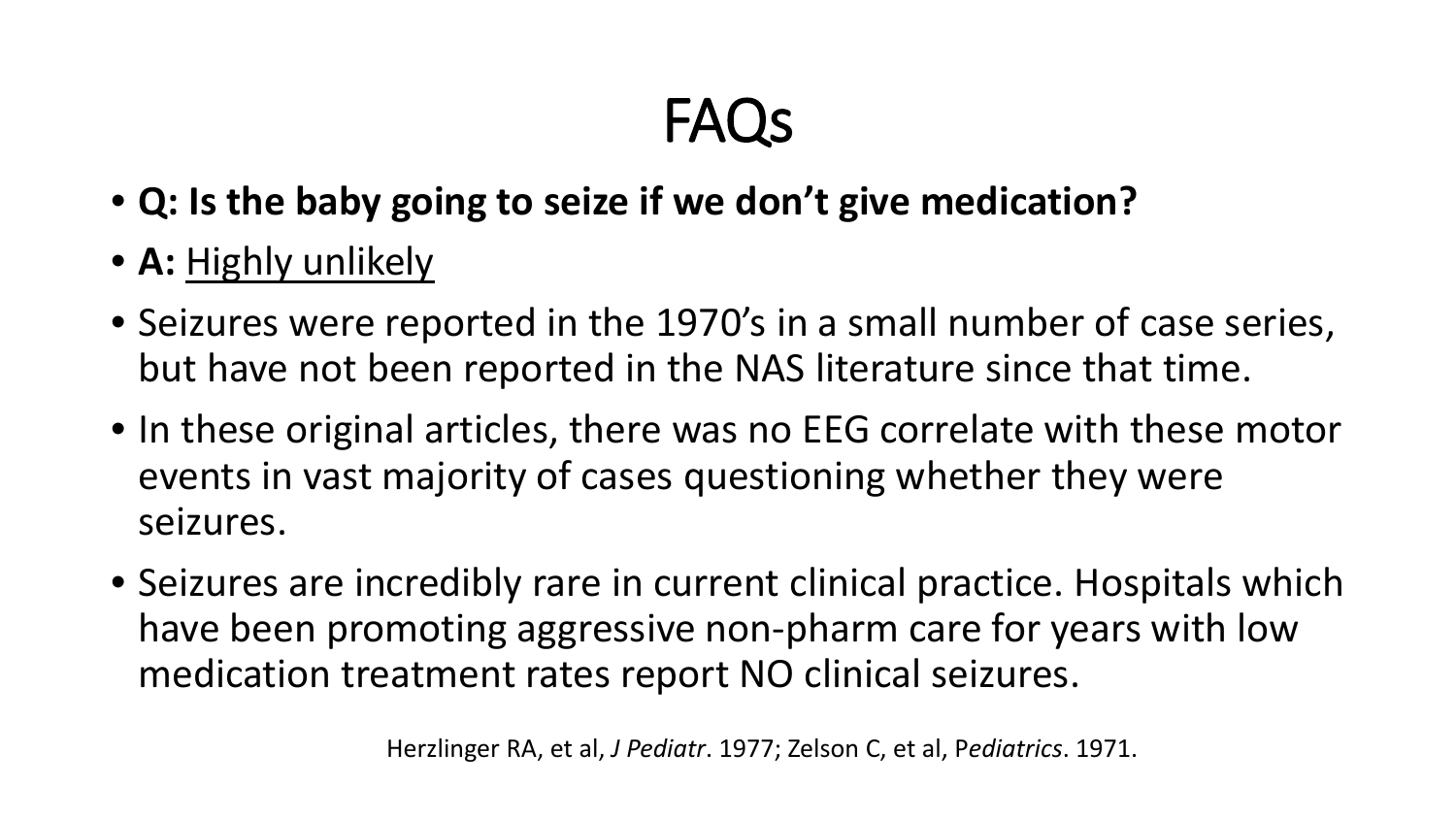# FAQs

- **Q: Is the baby going to seize if we don't give medication?**
- **A:** Highly unlikely
- Seizures were reported in the 1970's in a small number of case series, but have not been reported in the NAS literature since that time.
- In these original articles, there was no EEG correlate with these motor events in vast majority of cases questioning whether they were seizures.
- Seizures are incredibly rare in current clinical practice. Hospitals which have been promoting aggressive non-pharm care for years with low medication treatment rates report NO clinical seizures.

Herzlinger RA, et al, *J Pediatr*. 1977; Zelson C, et al, P*ediatrics*. 1971.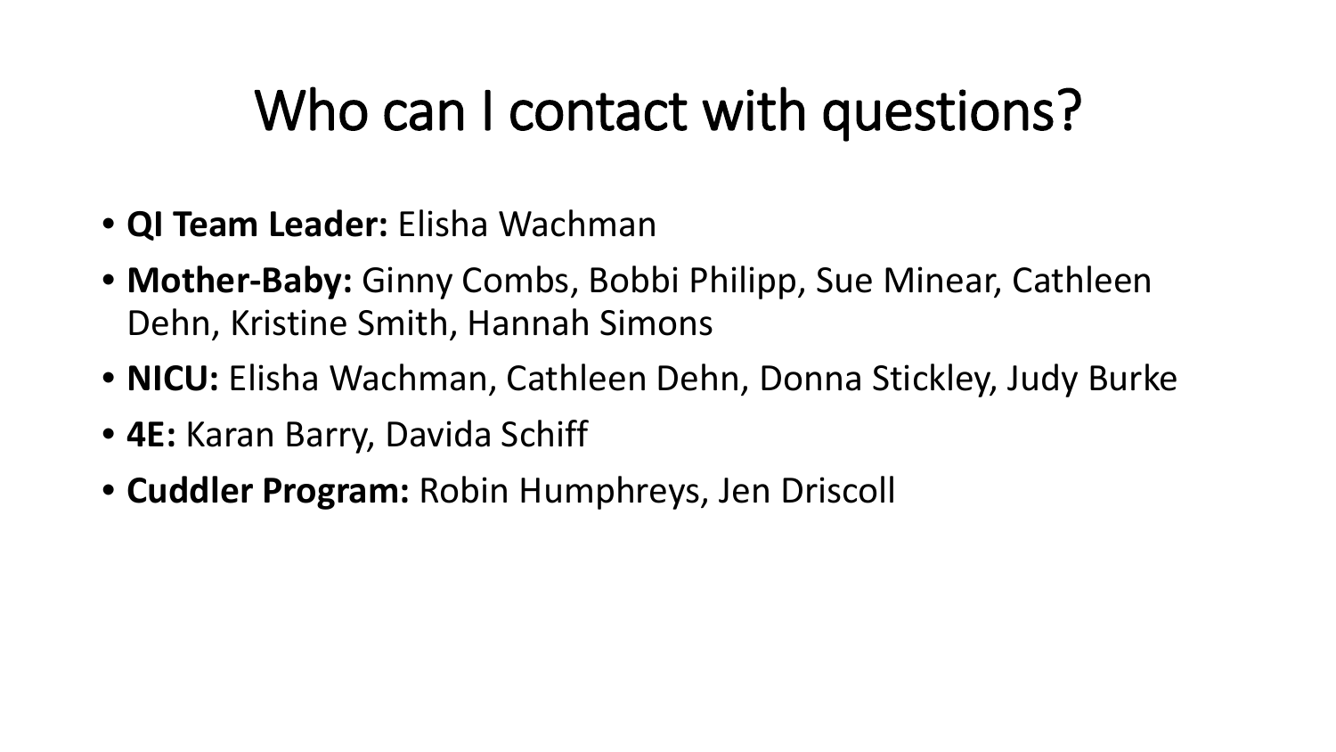# Who can I contact with questions?

- **QI Team Leader:** Elisha Wachman
- **Mother-Baby:** Ginny Combs, Bobbi Philipp, Sue Minear, Cathleen Dehn, Kristine Smith, Hannah Simons
- **NICU:** Elisha Wachman, Cathleen Dehn, Donna Stickley, Judy Burke
- **4E:** Karan Barry, Davida Schiff
- **Cuddler Program:** Robin Humphreys, Jen Driscoll